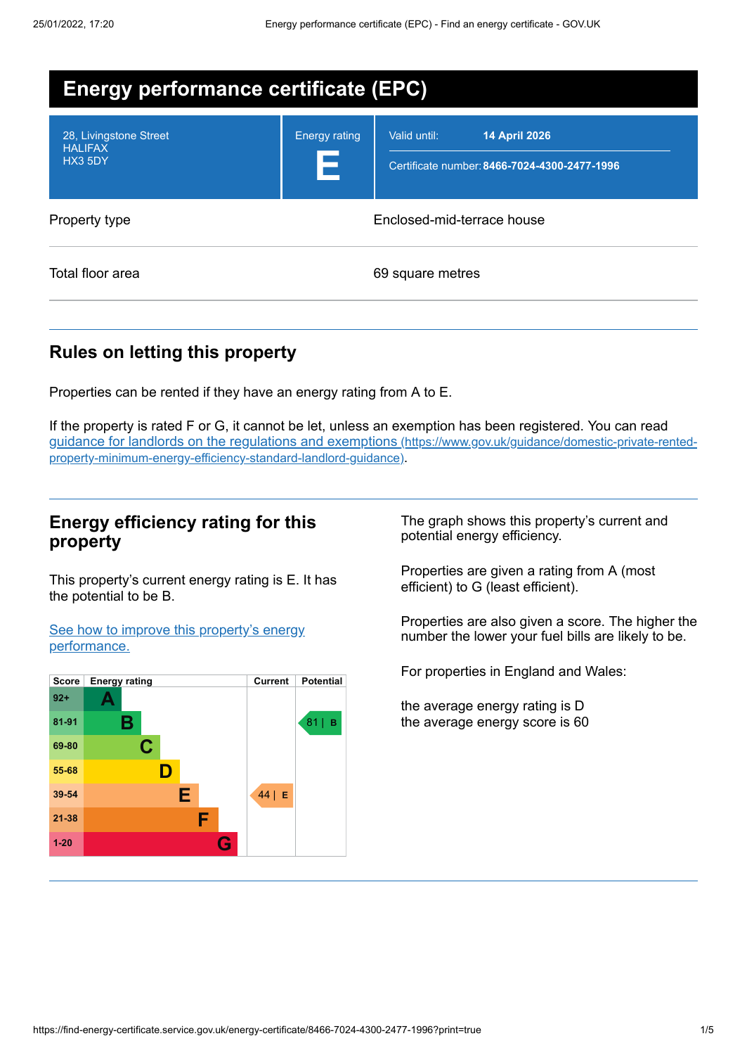# Energy performance certificate (EPC)

| 28, Livingstone Street HALIFAX HX3 5DY | Energy rating **E** | Valid until: **14 April 2026** Certificate number: **8466-7024-4300-2477-1996** |
|---|---|---|

| | |
|---|---|
| Property type | Enclosed-mid-terrace house |
| Total floor area | 69 square metres |

## Rules on letting this property

Properties can be rented if they have an energy rating from A to E.

If the property is rated F or G, it cannot be let, unless an exemption has been registered. You can read guidance for landlords on the regulations and exemptions (https://www.gov.uk/guidance/domestic-private-rented-property-minimum-energy-efficiency-standard-landlord-guidance).

## Energy efficiency rating for this property

This property's current energy rating is E. It has the potential to be B.

See how to improve this property's energy performance.

| Score | Energy rating | Current | Potential |
|---|---|---|---|
| 92+ | A | | |
| 81-91 | B | | 81 \| B |
| 69-80 | C | | |
| 55-68 | D | | |
| 39-54 | E | 44 \| E | |
| 21-38 | F | | |
| 1-20 | G | | |

The graph shows this property's current and potential energy efficiency.

Properties are given a rating from A (most efficient) to G (least efficient).

Properties are also given a score. The higher the number the lower your fuel bills are likely to be.

For properties in England and Wales:

the average energy rating is D
the average energy score is 60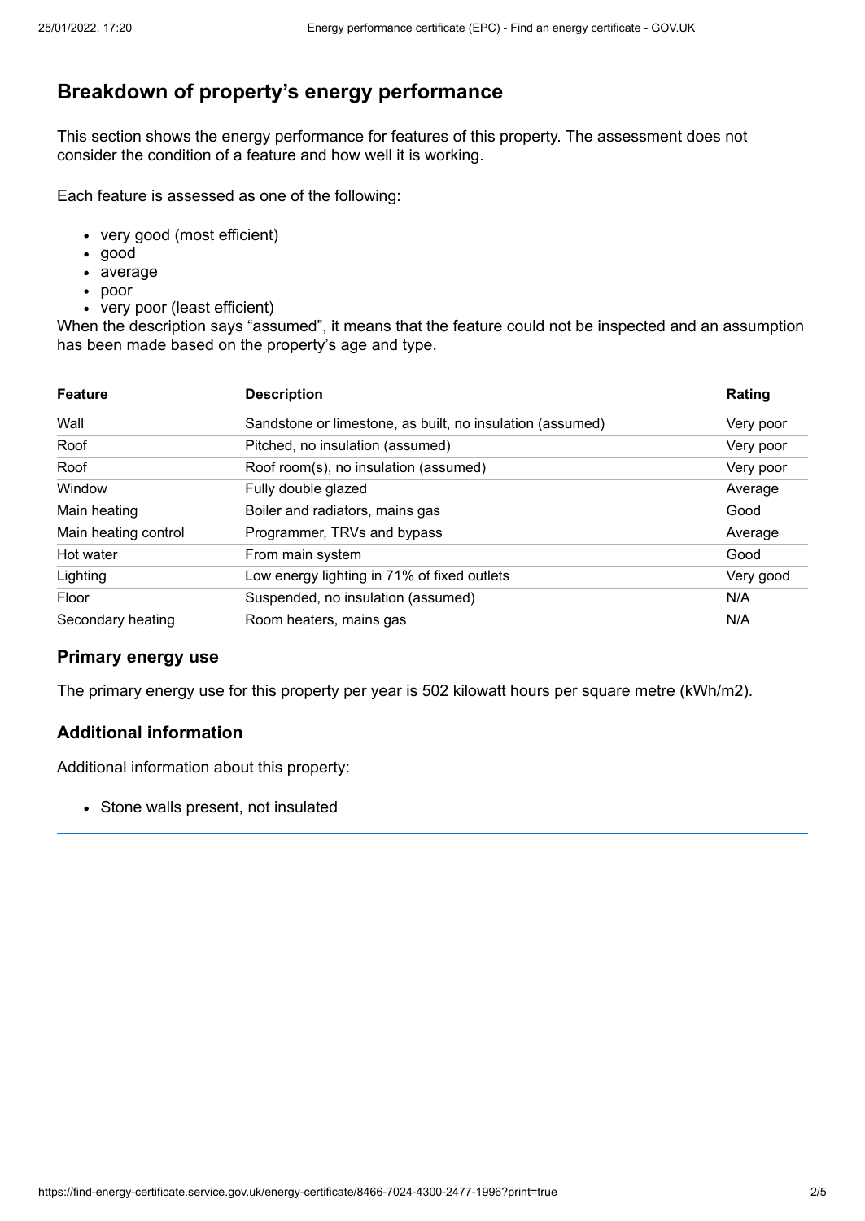## Breakdown of property's energy performance

This section shows the energy performance for features of this property. The assessment does not consider the condition of a feature and how well it is working.

Each feature is assessed as one of the following:

- very good (most efficient)
- good
- average
- poor
- very poor (least efficient)

When the description says "assumed", it means that the feature could not be inspected and an assumption has been made based on the property's age and type.

| Feature | Description | Rating |
| --- | --- | --- |
| Wall | Sandstone or limestone, as built, no insulation (assumed) | Very poor |
| Roof | Pitched, no insulation (assumed) | Very poor |
| Roof | Roof room(s), no insulation (assumed) | Very poor |
| Window | Fully double glazed | Average |
| Main heating | Boiler and radiators, mains gas | Good |
| Main heating control | Programmer, TRVs and bypass | Average |
| Hot water | From main system | Good |
| Lighting | Low energy lighting in 71% of fixed outlets | Very good |
| Floor | Suspended, no insulation (assumed) | N/A |
| Secondary heating | Room heaters, mains gas | N/A |

### Primary energy use

The primary energy use for this property per year is 502 kilowatt hours per square metre (kWh/m2).

### Additional information

Additional information about this property:

- Stone walls present, not insulated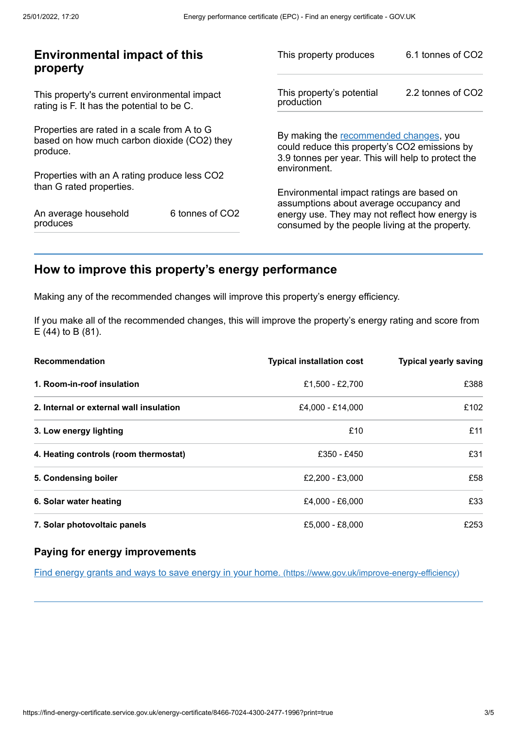## Environmental impact of this property

This property's current environmental impact rating is F. It has the potential to be C.

Properties are rated in a scale from A to G based on how much carbon dioxide ($CO_2$) they produce.

Properties with an A rating produce less $CO_2$ than G rated properties.

| | |
|---|---|
| An average household produces | 6 tonnes of $CO_2$ |

| | |
|---|---|
| This property produces | 6.1 tonnes of $CO_2$ |
| This property's potential production | 2.2 tonnes of $CO_2$ |

By making the recommended changes, you could reduce this property's $CO_2$ emissions by 3.9 tonnes per year. This will help to protect the environment.

Environmental impact ratings are based on assumptions about average occupancy and energy use. They may not reflect how energy is consumed by the people living at the property.

## How to improve this property's energy performance

Making any of the recommended changes will improve this property's energy efficiency.

If you make all of the recommended changes, this will improve the property's energy rating and score from E (44) to B (81).

| Recommendation | Typical installation cost | Typical yearly saving |
|---|---|---|
| **1. Room-in-roof insulation** | £1,500 - £2,700 | £388 |
| **2. Internal or external wall insulation** | £4,000 - £14,000 | £102 |
| **3. Low energy lighting** | £10 | £11 |
| **4. Heating controls (room thermostat)** | £350 - £450 | £31 |
| **5. Condensing boiler** | £2,200 - £3,000 | £58 |
| **6. Solar water heating** | £4,000 - £6,000 | £33 |
| **7. Solar photovoltaic panels** | £5,000 - £8,000 | £253 |

### Paying for energy improvements

Find energy grants and ways to save energy in your home. (https://www.gov.uk/improve-energy-efficiency)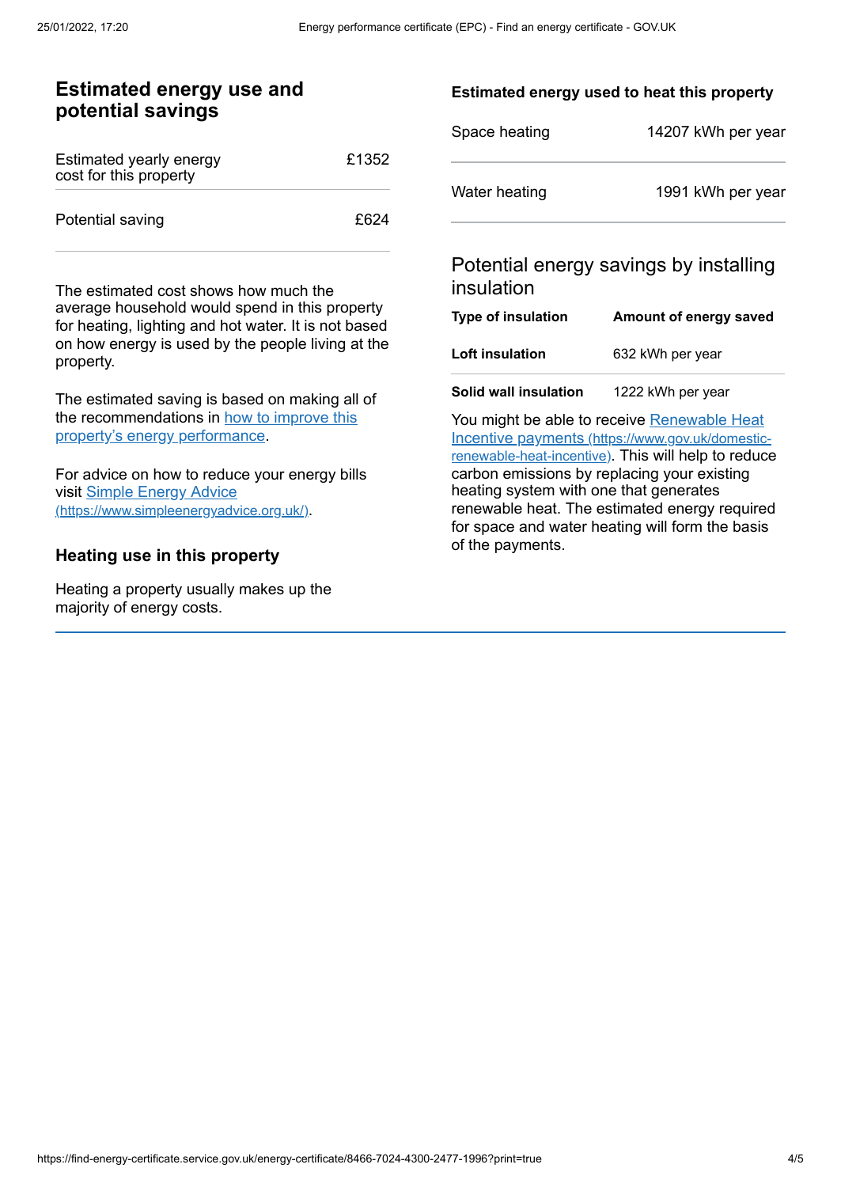## Estimated energy use and potential savings

| | |
|---|---|
| Estimated yearly energy cost for this property | £1352 |
| Potential saving | £624 |

The estimated cost shows how much the average household would spend in this property for heating, lighting and hot water. It is not based on how energy is used by the people living at the property.

The estimated saving is based on making all of the recommendations in [how to improve this property's energy performance](#).

For advice on how to reduce your energy bills visit [Simple Energy Advice (https://www.simpleenergyadvice.org.uk/)](https://www.simpleenergyadvice.org.uk/).

### Heating use in this property

Heating a property usually makes up the majority of energy costs.

#### Estimated energy used to heat this property

| | |
|---|---|
| Space heating | 14207 kWh per year |
| Water heating | 1991 kWh per year |

### Potential energy savings by installing insulation

| Type of insulation | Amount of energy saved |
|---|---|
| **Loft insulation** | 632 kWh per year |
| **Solid wall insulation** | 1222 kWh per year |

You might be able to receive [Renewable Heat Incentive payments (https://www.gov.uk/domestic-renewable-heat-incentive)](https://www.gov.uk/domestic-renewable-heat-incentive). This will help to reduce carbon emissions by replacing your existing heating system with one that generates renewable heat. The estimated energy required for space and water heating will form the basis of the payments.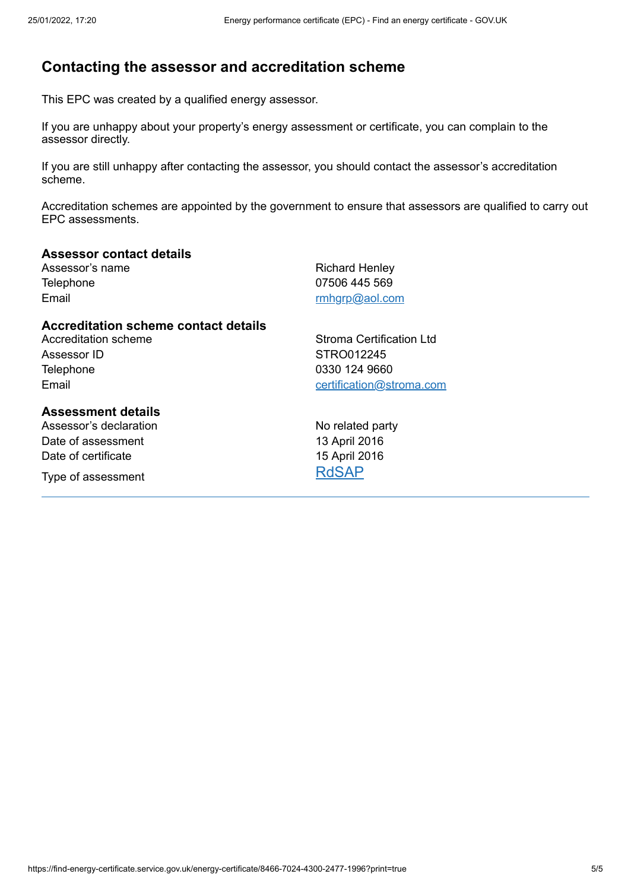## Contacting the assessor and accreditation scheme

This EPC was created by a qualified energy assessor.

If you are unhappy about your property's energy assessment or certificate, you can complain to the assessor directly.

If you are still unhappy after contacting the assessor, you should contact the assessor's accreditation scheme.

Accreditation schemes are appointed by the government to ensure that assessors are qualified to carry out EPC assessments.

### Assessor contact details

| | |
|---|---|
| Assessor's name | Richard Henley |
| Telephone | 07506 445 569 |
| Email | rmhgrp@aol.com |

### Accreditation scheme contact details

| | |
|---|---|
| Accreditation scheme | Stroma Certification Ltd |
| Assessor ID | STRO012245 |
| Telephone | 0330 124 9660 |
| Email | certification@stroma.com |

### Assessment details

| | |
|---|---|
| Assessor's declaration | No related party |
| Date of assessment | 13 April 2016 |
| Date of certificate | 15 April 2016 |
| Type of assessment | RdSAP |